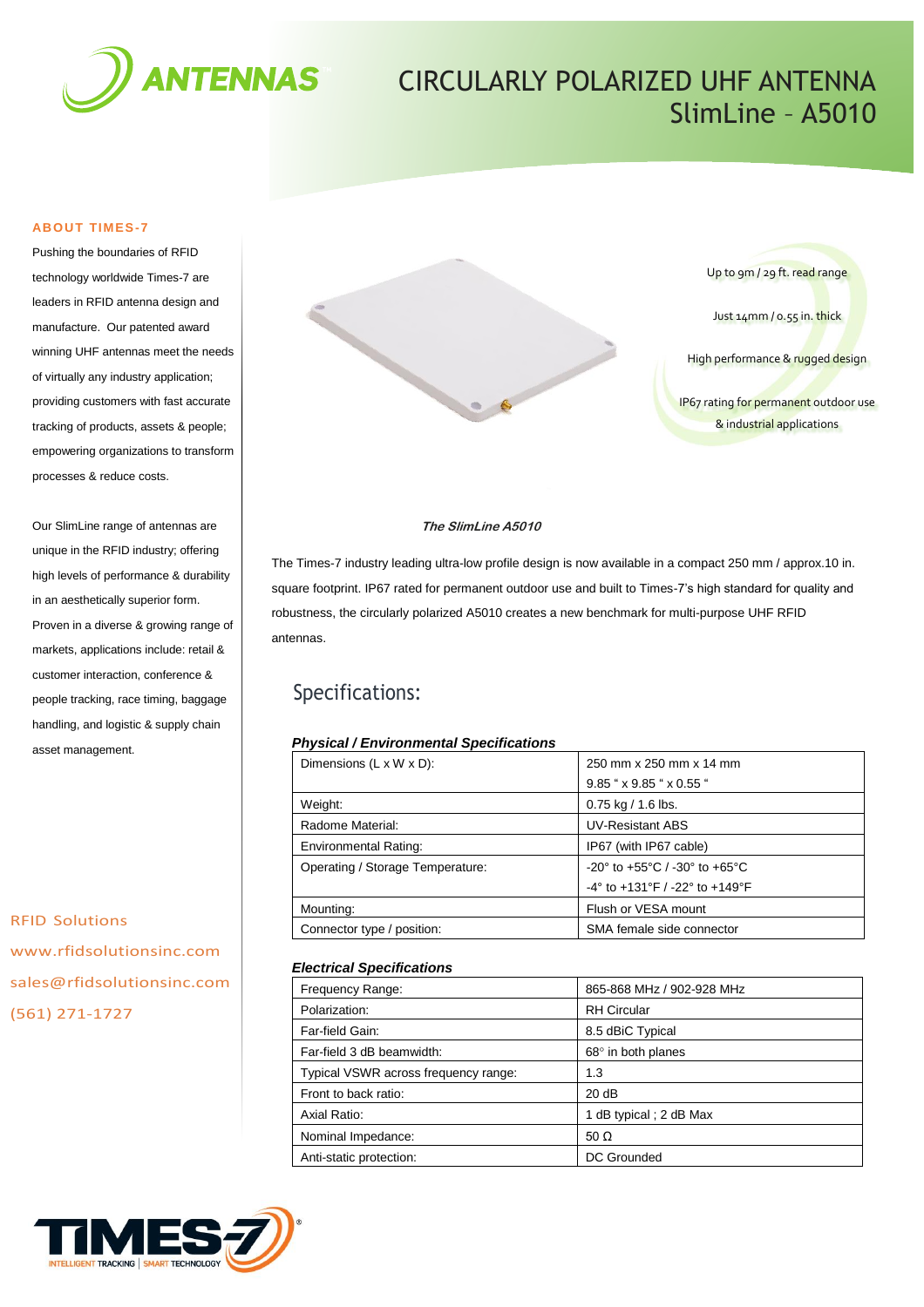# CIRCULARLY POLARIZED UHF ANTENNA
## SlimLine – A5010

### ABOUT TIMES-7

Pushing the boundaries of RFID technology worldwide Times-7 are leaders in RFID antenna design and manufacture. Our patented award winning UHF antennas meet the needs of virtually any industry application; providing customers with fast accurate tracking of products, assets & people; empowering organizations to transform processes & reduce costs.

Our SlimLine range of antennas are unique in the RFID industry; offering high levels of performance & durability in an aesthetically superior form. Proven in a diverse & growing range of markets, applications include: retail & customer interaction, conference & people tracking, race timing, baggage handling, and logistic & supply chain asset management.

RFID Solutions
www.rfidsolutionsinc.com
sales@rfidsolutionsinc.com
(561) 271-1727

- Up to 9m / 29 ft. read range
- Just 14mm / 0.55 in. thick
- High performance & rugged design
- IP67 rating for permanent outdoor use & industrial applications

***The SlimLine A5010***

The Times-7 industry leading ultra-low profile design is now available in a compact 250 mm / approx.10 in. square footprint. IP67 rated for permanent outdoor use and built to Times-7's high standard for quality and robustness, the circularly polarized A5010 creates a new benchmark for multi-purpose UHF RFID antennas.

## Specifications:

***Physical / Environmental Specifications***

| | |
|---|---|
| Dimensions (L x W x D): | 250 mm x 250 mm x 14 mm<br>9.85 " x 9.85 " x 0.55 " |
| Weight: | 0.75 kg / 1.6 lbs. |
| Radome Material: | UV-Resistant ABS |
| Environmental Rating: | IP67 (with IP67 cable) |
| Operating / Storage Temperature: | -20° to +55°C / -30° to +65°C<br>-4° to +131°F / -22° to +149°F |
| Mounting: | Flush or VESA mount |
| Connector type / position: | SMA female side connector |

***Electrical Specifications***

| | |
|---|---|
| Frequency Range: | 865-868 MHz / 902-928 MHz |
| Polarization: | RH Circular |
| Far-field Gain: | 8.5 dBiC Typical |
| Far-field 3 dB beamwidth: | 68° in both planes |
| Typical VSWR across frequency range: | 1.3 |
| Front to back ratio: | 20 dB |
| Axial Ratio: | 1 dB typical ; 2 dB Max |
| Nominal Impedance: | 50 Ω |
| Anti-static protection: | DC Grounded |

TIMES-7® INTELLIGENT TRACKING | SMART TECHNOLOGY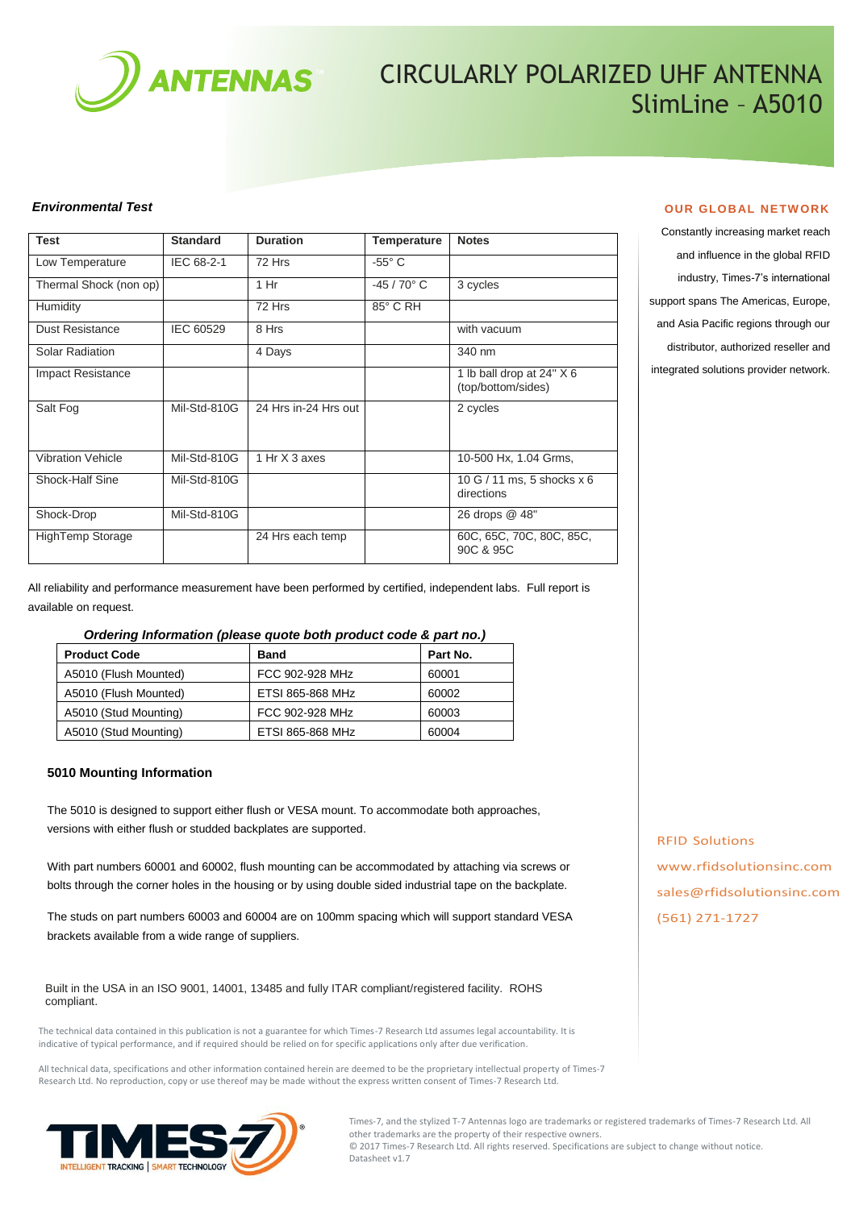# CIRCULARLY POLARIZED UHF ANTENNA
## SlimLine – A5010

### *Environmental Test*

| Test | Standard | Duration | Temperature | Notes |
|---|---|---|---|---|
| Low Temperature | IEC 68-2-1 | 72 Hrs | -55° C | |
| Thermal Shock (non op) | | 1 Hr | -45 / 70° C | 3 cycles |
| Humidity | | 72 Hrs | 85° C RH | |
| Dust Resistance | IEC 60529 | 8 Hrs | | with vacuum |
| Solar Radiation | | 4 Days | | 340 nm |
| Impact Resistance | | | | 1 lb ball drop at 24" X 6 (top/bottom/sides) |
| Salt Fog | Mil-Std-810G | 24 Hrs in-24 Hrs out | | 2 cycles |
| Vibration Vehicle | Mil-Std-810G | 1 Hr X 3 axes | | 10-500 Hx, 1.04 Grms, |
| Shock-Half Sine | Mil-Std-810G | | | 10 G / 11 ms, 5 shocks x 6 directions |
| Shock-Drop | Mil-Std-810G | | | 26 drops @ 48" |
| HighTemp Storage | | 24 Hrs each temp | | 60C, 65C, 70C, 80C, 85C, 90C & 95C |

All reliability and performance measurement have been performed by certified, independent labs. Full report is available on request.

***Ordering Information (please quote both product code & part no.)***

| Product Code | Band | Part No. |
|---|---|---|
| A5010 (Flush Mounted) | FCC 902-928 MHz | 60001 |
| A5010 (Flush Mounted) | ETSI 865-868 MHz | 60002 |
| A5010 (Stud Mounting) | FCC 902-928 MHz | 60003 |
| A5010 (Stud Mounting) | ETSI 865-868 MHz | 60004 |

### 5010 Mounting Information

The 5010 is designed to support either flush or VESA mount. To accommodate both approaches, versions with either flush or studded backplates are supported.

With part numbers 60001 and 60002, flush mounting can be accommodated by attaching via screws or bolts through the corner holes in the housing or by using double sided industrial tape on the backplate.

The studs on part numbers 60003 and 60004 are on 100mm spacing which will support standard VESA brackets available from a wide range of suppliers.

Built in the USA in an ISO 9001, 14001, 13485 and fully ITAR compliant/registered facility. ROHS compliant.

The technical data contained in this publication is not a guarantee for which Times-7 Research Ltd assumes legal accountability. It is indicative of typical performance, and if required should be relied on for specific applications only after due verification.

All technical data, specifications and other information contained herein are deemed to be the proprietary intellectual property of Times-7 Research Ltd. No reproduction, copy or use thereof may be made without the express written consent of Times-7 Research Ltd.

**OUR GLOBAL NETWORK**

Constantly increasing market reach and influence in the global RFID industry, Times-7's international support spans The Americas, Europe, and Asia Pacific regions through our distributor, authorized reseller and integrated solutions provider network.

RFID Solutions
www.rfidsolutionsinc.com
sales@rfidsolutionsinc.com
(561) 271-1727

Times-7, and the stylized T-7 Antennas logo are trademarks or registered trademarks of Times-7 Research Ltd. All other trademarks are the property of their respective owners.
© 2017 Times-7 Research Ltd. All rights reserved. Specifications are subject to change without notice.
Datasheet v1.7